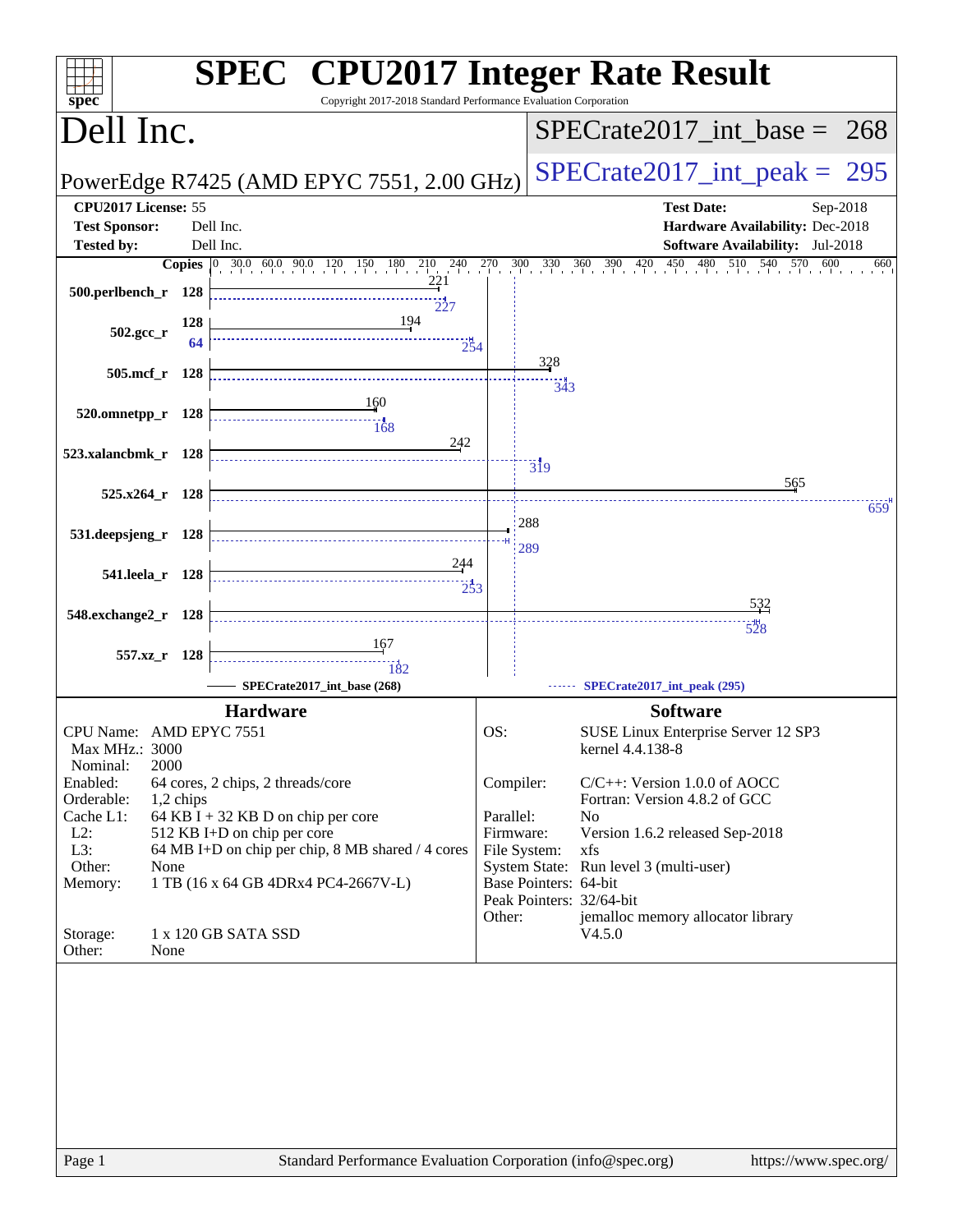# SPEC CPU2017 Integer Rate Result

Copyright 2017-2018 Standard Performance Evaluation Corporation

## Dell Inc.

PowerEdge R7425 (AMD EPYC 7551, 2.00 GHz)

SPECrate2017_int_base = 268

SPECrate2017_int_peak = 295

**CPU2017 License:** 55
**Test Sponsor:** Dell Inc.
**Tested by:** Dell Inc.

**Test Date:** Sep-2018
**Hardware Availability:** Dec-2018
**Software Availability:** Jul-2018

Copies 0 30.0 60.0 90.0 120 150 180 210 240 270 300 330 360 390 420 450 480 510 540 570 600 660

500.perlbench_r 128
221
227

502.gcc_r 128
194
502.gcc_r 64
254

505.mcf_r 128
328
343

520.omnetpp_r 128
160
168

523.xalancbmk_r 128
242
319

525.x264_r 128
565
659

531.deepsjeng_r 128
288
289

541.leela_r 128
244
253

548.exchange2_r 128
532
528

557.xz_r 128
167
182

SPECrate2017_int_base (268)
SPECrate2017_int_peak (295)

### Hardware

| | |
|---|---|
| CPU Name: | AMD EPYC 7551 |
| Max MHz.: | 3000 |
| Nominal: | 2000 |
| Enabled: | 64 cores, 2 chips, 2 threads/core |
| Orderable: | 1,2 chips |
| Cache L1: | 64 KB I + 32 KB D on chip per core |
| L2: | 512 KB I+D on chip per core |
| L3: | 64 MB I+D on chip per chip, 8 MB shared / 4 cores |
| Other: | None |
| Memory: | 1 TB (16 x 64 GB 4DRx4 PC4-2667V-L) |
| Storage: | 1 x 120 GB SATA SSD |
| Other: | None |

### Software

| | |
|---|---|
| OS: | SUSE Linux Enterprise Server 12 SP3 kernel 4.4.138-8 |
| Compiler: | C/C++: Version 1.0.0 of AOCC Fortran: Version 4.8.2 of GCC |
| Parallel: | No |
| Firmware: | Version 1.6.2 released Sep-2018 |
| File System: | xfs |
| System State: | Run level 3 (multi-user) |
| Base Pointers: | 64-bit |
| Peak Pointers: | 32/64-bit |
| Other: | jemalloc memory allocator library V4.5.0 |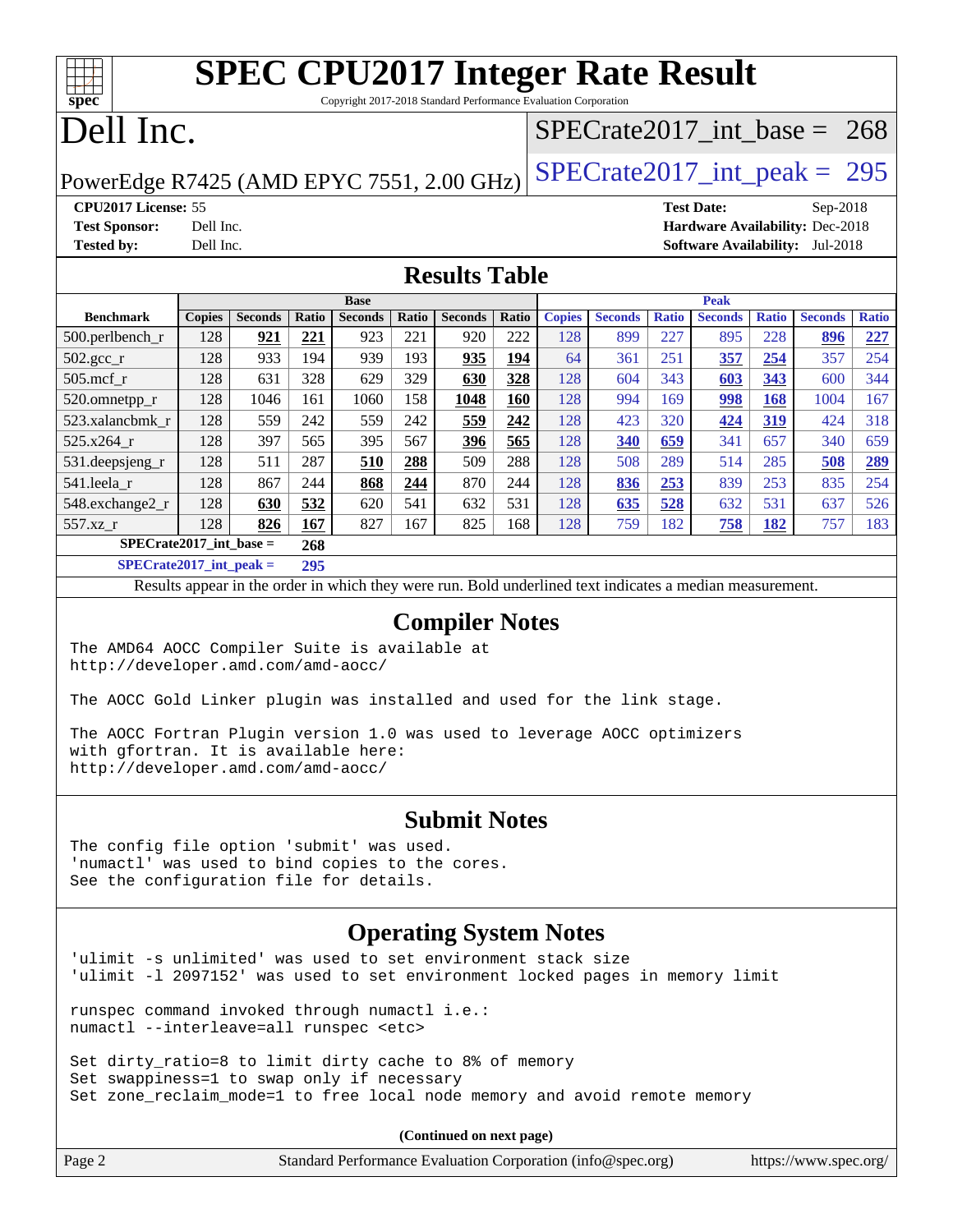# SPEC CPU2017 Integer Rate Result

Copyright 2017-2018 Standard Performance Evaluation Corporation

# Dell Inc.

PowerEdge R7425 (AMD EPYC 7551, 2.00 GHz)

SPECrate2017_int_base = 268

SPECrate2017_int_peak = 295

**CPU2017 License:** 55
**Test Sponsor:** Dell Inc.
**Tested by:** Dell Inc.

**Test Date:** Sep-2018
**Hardware Availability:** Dec-2018
**Software Availability:** Jul-2018

## Results Table

| | Base | | | | | | | Peak | | | | | | |
|---|---|---|---|---|---|---|---|---|---|---|---|---|---|---|
| **Benchmark** | **Copies** | **Seconds** | **Ratio** | **Seconds** | **Ratio** | **Seconds** | **Ratio** | **Copies** | **Seconds** | **Ratio** | **Seconds** | **Ratio** | **Seconds** | **Ratio** |
| 500.perlbench_r | 128 | **921** | **221** | 923 | 221 | 920 | 222 | 128 | 899 | 227 | 895 | 228 | **896** | **227** |
| 502.gcc_r | 128 | 933 | 194 | 939 | 193 | **935** | **194** | 64 | 361 | 251 | **357** | **254** | 357 | 254 |
| 505.mcf_r | 128 | 631 | 328 | 629 | 329 | **630** | **328** | 128 | 604 | 343 | **603** | **343** | 600 | 344 |
| 520.omnetpp_r | 128 | 1046 | 161 | 1060 | 158 | **1048** | **160** | 128 | 994 | 169 | **998** | **168** | 1004 | 167 |
| 523.xalancbmk_r | 128 | 559 | 242 | 559 | 242 | **559** | **242** | 128 | 423 | 320 | **424** | **319** | 424 | 318 |
| 525.x264_r | 128 | 397 | 565 | 395 | 567 | **396** | **565** | 128 | **340** | **659** | 341 | 657 | 340 | 659 |
| 531.deepsjeng_r | 128 | 511 | 287 | **510** | **288** | 509 | 288 | 128 | 508 | 289 | 514 | 285 | **508** | **289** |
| 541.leela_r | 128 | 867 | 244 | **868** | **244** | 870 | 244 | 128 | **836** | **253** | 839 | 253 | 835 | 254 |
| 548.exchange2_r | 128 | **630** | **532** | 620 | 541 | 632 | 531 | 128 | **635** | **528** | 632 | 531 | 637 | 526 |
| 557.xz_r | 128 | **826** | **167** | 827 | 167 | 825 | 168 | 128 | 759 | 182 | **758** | **182** | 757 | 183 |

**SPECrate2017_int_base = 268**

**SPECrate2017_int_peak = 295**

Results appear in the order in which they were run. Bold underlined text indicates a median measurement.

## Compiler Notes

```
The AMD64 AOCC Compiler Suite is available at
http://developer.amd.com/amd-aocc/

The AOCC Gold Linker plugin was installed and used for the link stage.

The AOCC Fortran Plugin version 1.0 was used to leverage AOCC optimizers
with gfortran. It is available here:
http://developer.amd.com/amd-aocc/
```

## Submit Notes

```
The config file option 'submit' was used.
'numactl' was used to bind copies to the cores.
See the configuration file for details.
```

## Operating System Notes

```
'ulimit -s unlimited' was used to set environment stack size
'ulimit -l 2097152' was used to set environment locked pages in memory limit

runspec command invoked through numactl i.e.:
numactl --interleave=all runspec <etc>

Set dirty_ratio=8 to limit dirty cache to 8% of memory
Set swappiness=1 to swap only if necessary
Set zone_reclaim_mode=1 to free local node memory and avoid remote memory
```

(Continued on next page)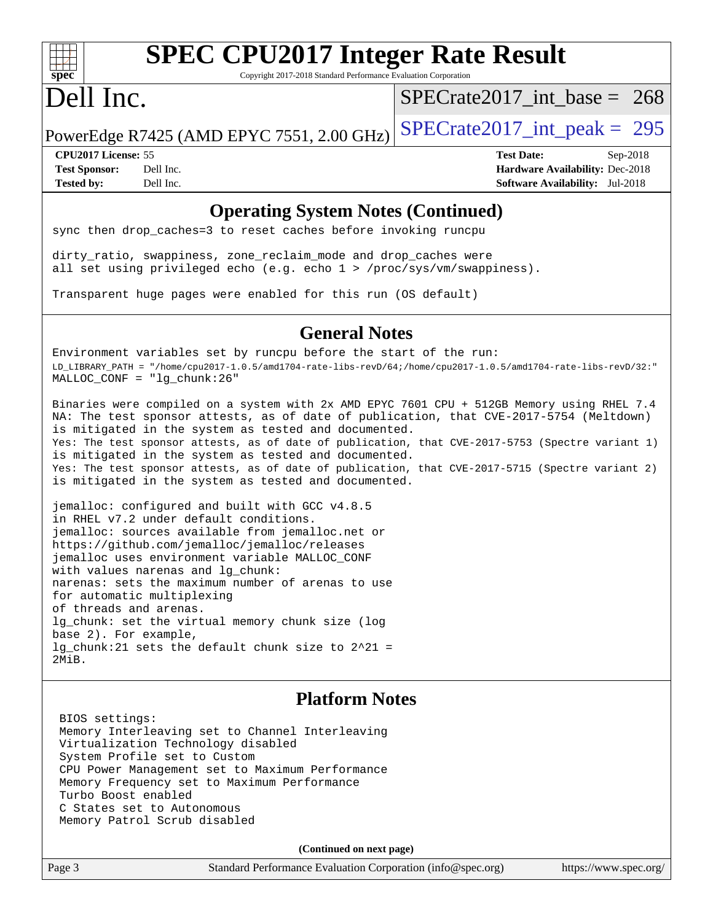## Operating System Notes (Continued)

```
sync then drop_caches=3 to reset caches before invoking runcpu

dirty_ratio, swappiness, zone_reclaim_mode and drop_caches were
all set using privileged echo (e.g. echo 1 > /proc/sys/vm/swappiness).

Transparent huge pages were enabled for this run (OS default)
```

## General Notes

```
Environment variables set by runcpu before the start of the run:
LD_LIBRARY_PATH = "/home/cpu2017-1.0.5/amd1704-rate-libs-revD/64;/home/cpu2017-1.0.5/amd1704-rate-libs-revD/32:"
MALLOC_CONF = "lg_chunk:26"

Binaries were compiled on a system with 2x AMD EPYC 7601 CPU + 512GB Memory using RHEL 7.4
NA: The test sponsor attests, as of date of publication, that CVE-2017-5754 (Meltdown)
is mitigated in the system as tested and documented.
Yes: The test sponsor attests, as of date of publication, that CVE-2017-5753 (Spectre variant 1)
is mitigated in the system as tested and documented.
Yes: The test sponsor attests, as of date of publication, that CVE-2017-5715 (Spectre variant 2)
is mitigated in the system as tested and documented.

jemalloc: configured and built with GCC v4.8.5
in RHEL v7.2 under default conditions.
jemalloc: sources available from jemalloc.net or
https://github.com/jemalloc/jemalloc/releases
jemalloc uses environment variable MALLOC_CONF
with values narenas and lg_chunk:
narenas: sets the maximum number of arenas to use
for automatic multiplexing
of threads and arenas.
lg_chunk: set the virtual memory chunk size (log
base 2). For example,
lg_chunk:21 sets the default chunk size to 2^21 =
2MiB.
```

## Platform Notes

```
BIOS settings:
Memory Interleaving set to Channel Interleaving
Virtualization Technology disabled
System Profile set to Custom
CPU Power Management set to Maximum Performance
Memory Frequency set to Maximum Performance
Turbo Boost enabled
C States set to Autonomous
Memory Patrol Scrub disabled
```

**(Continued on next page)**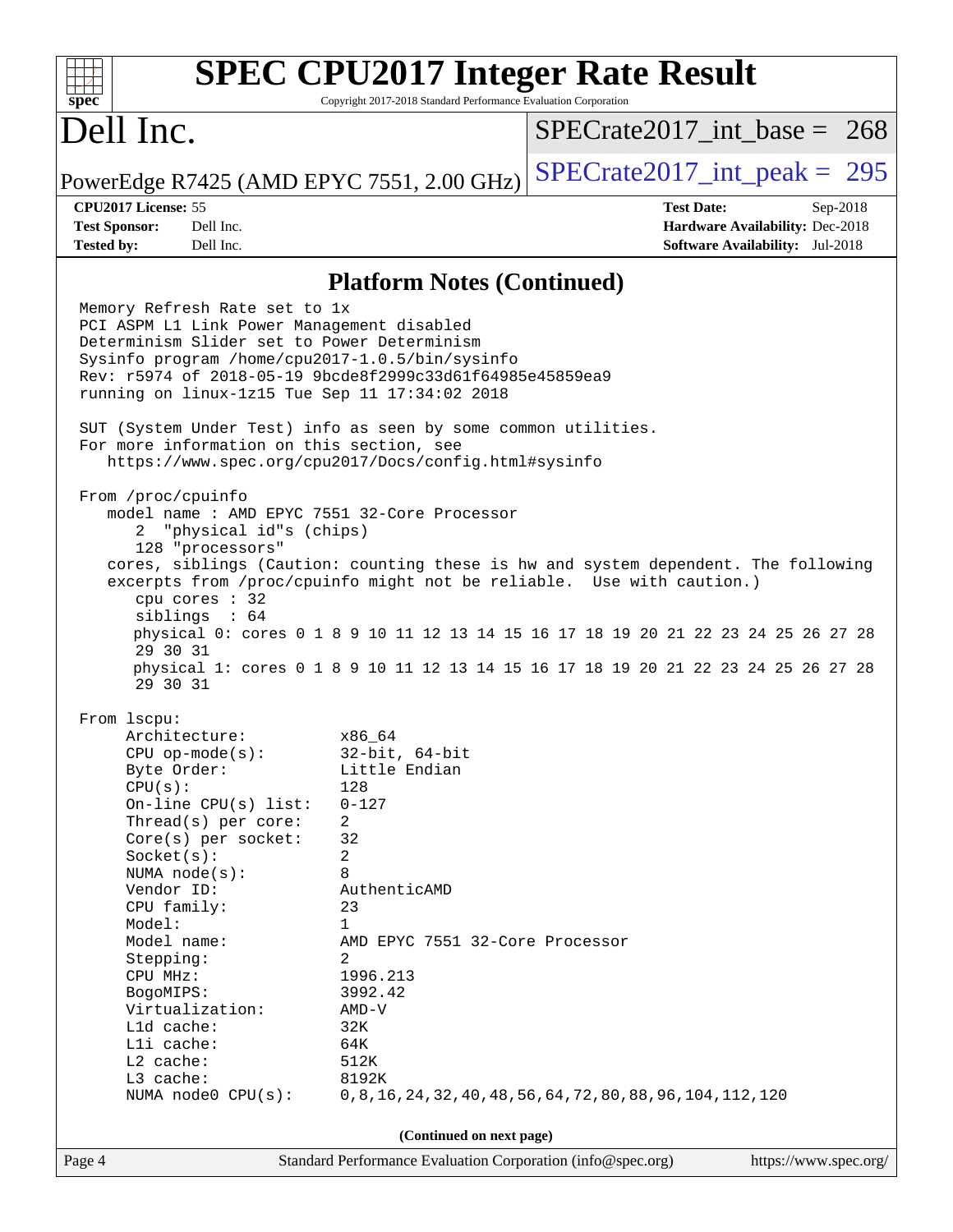# SPEC CPU2017 Integer Rate Result

Copyright 2017-2018 Standard Performance Evaluation Corporation

# Dell Inc.

PowerEdge R7425 (AMD EPYC 7551, 2.00 GHz)

SPECrate2017_int_base = 268

SPECrate2017_int_peak = 295

**CPU2017 License:** 55
**Test Sponsor:** Dell Inc.
**Tested by:** Dell Inc.

**Test Date:** Sep-2018
**Hardware Availability:** Dec-2018
**Software Availability:** Jul-2018

## Platform Notes (Continued)

```
Memory Refresh Rate set to 1x
PCI ASPM L1 Link Power Management disabled
Determinism Slider set to Power Determinism
Sysinfo program /home/cpu2017-1.0.5/bin/sysinfo
Rev: r5974 of 2018-05-19 9bcde8f2999c33d61f64985e45859ea9
running on linux-1z15 Tue Sep 11 17:34:02 2018

SUT (System Under Test) info as seen by some common utilities.
For more information on this section, see
   https://www.spec.org/cpu2017/Docs/config.html#sysinfo

From /proc/cpuinfo
   model name : AMD EPYC 7551 32-Core Processor
      2  "physical id"s (chips)
      128 "processors"
   cores, siblings (Caution: counting these is hw and system dependent. The following
   excerpts from /proc/cpuinfo might not be reliable.  Use with caution.)
      cpu cores : 32
      siblings  : 64
      physical 0: cores 0 1 8 9 10 11 12 13 14 15 16 17 18 19 20 21 22 23 24 25 26 27 28
      29 30 31
      physical 1: cores 0 1 8 9 10 11 12 13 14 15 16 17 18 19 20 21 22 23 24 25 26 27 28
      29 30 31

From lscpu:
     Architecture:          x86_64
     CPU op-mode(s):        32-bit, 64-bit
     Byte Order:            Little Endian
     CPU(s):                128
     On-line CPU(s) list:   0-127
     Thread(s) per core:    2
     Core(s) per socket:    32
     Socket(s):             2
     NUMA node(s):          8
     Vendor ID:             AuthenticAMD
     CPU family:            23
     Model:                 1
     Model name:            AMD EPYC 7551 32-Core Processor
     Stepping:              2
     CPU MHz:               1996.213
     BogoMIPS:              3992.42
     Virtualization:        AMD-V
     L1d cache:             32K
     L1i cache:             64K
     L2 cache:              512K
     L3 cache:              8192K
     NUMA node0 CPU(s):     0,8,16,24,32,40,48,56,64,72,80,88,96,104,112,120
```

(Continued on next page)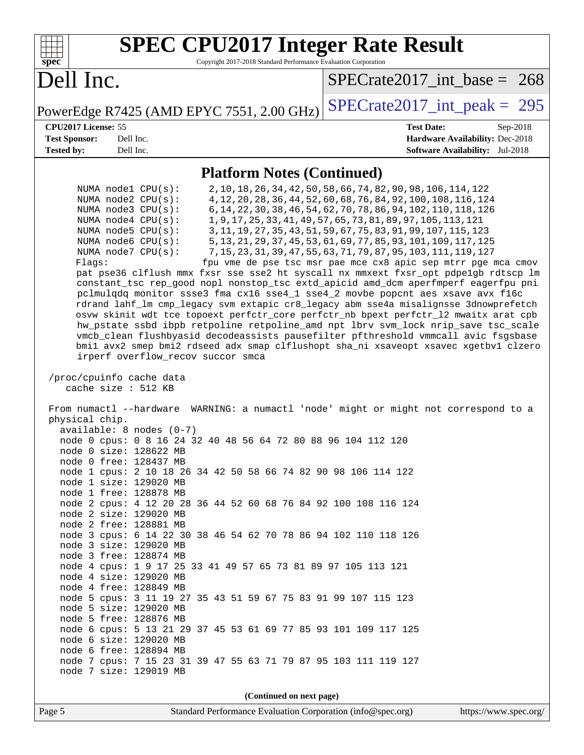## Platform Notes (Continued)

```
     NUMA node1 CPU(s):     2,10,18,26,34,42,50,58,66,74,82,90,98,106,114,122
     NUMA node2 CPU(s):     4,12,20,28,36,44,52,60,68,76,84,92,100,108,116,124
     NUMA node3 CPU(s):     6,14,22,30,38,46,54,62,70,78,86,94,102,110,118,126
     NUMA node4 CPU(s):     1,9,17,25,33,41,49,57,65,73,81,89,97,105,113,121
     NUMA node5 CPU(s):     3,11,19,27,35,43,51,59,67,75,83,91,99,107,115,123
     NUMA node6 CPU(s):     5,13,21,29,37,45,53,61,69,77,85,93,101,109,117,125
     NUMA node7 CPU(s):     7,15,23,31,39,47,55,63,71,79,87,95,103,111,119,127
     Flags:                 fpu vme de pse tsc msr pae mce cx8 apic sep mtrr pge mca cmov
     pat pse36 clflush mmx fxsr sse sse2 ht syscall nx mmxext fxsr_opt pdpe1gb rdtscp lm
     constant_tsc rep_good nopl nonstop_tsc extd_apicid amd_dcm aperfmperf eagerfpu pni
     pclmulqdq monitor ssse3 fma cx16 sse4_1 sse4_2 movbe popcnt aes xsave avx f16c
     rdrand lahf_lm cmp_legacy svm extapic cr8_legacy abm sse4a misalignsse 3dnowprefetch
     osvw skinit wdt tce topoext perfctr_core perfctr_nb bpext perfctr_l2 mwaitx arat cpb
     hw_pstate ssbd ibpb retpoline retpoline_amd npt lbrv svm_lock nrip_save tsc_scale
     vmcb_clean flushbyasid decodeassists pausefilter pfthreshold vmmcall avic fsgsbase
     bmi1 avx2 smep bmi2 rdseed adx smap clflushopt sha_ni xsaveopt xsavec xgetbv1 clzero
     irperf overflow_recov succor smca

 /proc/cpuinfo cache data
    cache size : 512 KB

 From numactl --hardware  WARNING: a numactl 'node' might or might not correspond to a
 physical chip.
   available: 8 nodes (0-7)
   node 0 cpus: 0 8 16 24 32 40 48 56 64 72 80 88 96 104 112 120
   node 0 size: 128622 MB
   node 0 free: 128437 MB
   node 1 cpus: 2 10 18 26 34 42 50 58 66 74 82 90 98 106 114 122
   node 1 size: 129020 MB
   node 1 free: 128878 MB
   node 2 cpus: 4 12 20 28 36 44 52 60 68 76 84 92 100 108 116 124
   node 2 size: 129020 MB
   node 2 free: 128881 MB
   node 3 cpus: 6 14 22 30 38 46 54 62 70 78 86 94 102 110 118 126
   node 3 size: 129020 MB
   node 3 free: 128874 MB
   node 4 cpus: 1 9 17 25 33 41 49 57 65 73 81 89 97 105 113 121
   node 4 size: 129020 MB
   node 4 free: 128849 MB
   node 5 cpus: 3 11 19 27 35 43 51 59 67 75 83 91 99 107 115 123
   node 5 size: 129020 MB
   node 5 free: 128876 MB
   node 6 cpus: 5 13 21 29 37 45 53 61 69 77 85 93 101 109 117 125
   node 6 size: 129020 MB
   node 6 free: 128894 MB
   node 7 cpus: 7 15 23 31 39 47 55 63 71 79 87 95 103 111 119 127
   node 7 size: 129019 MB
```

**(Continued on next page)**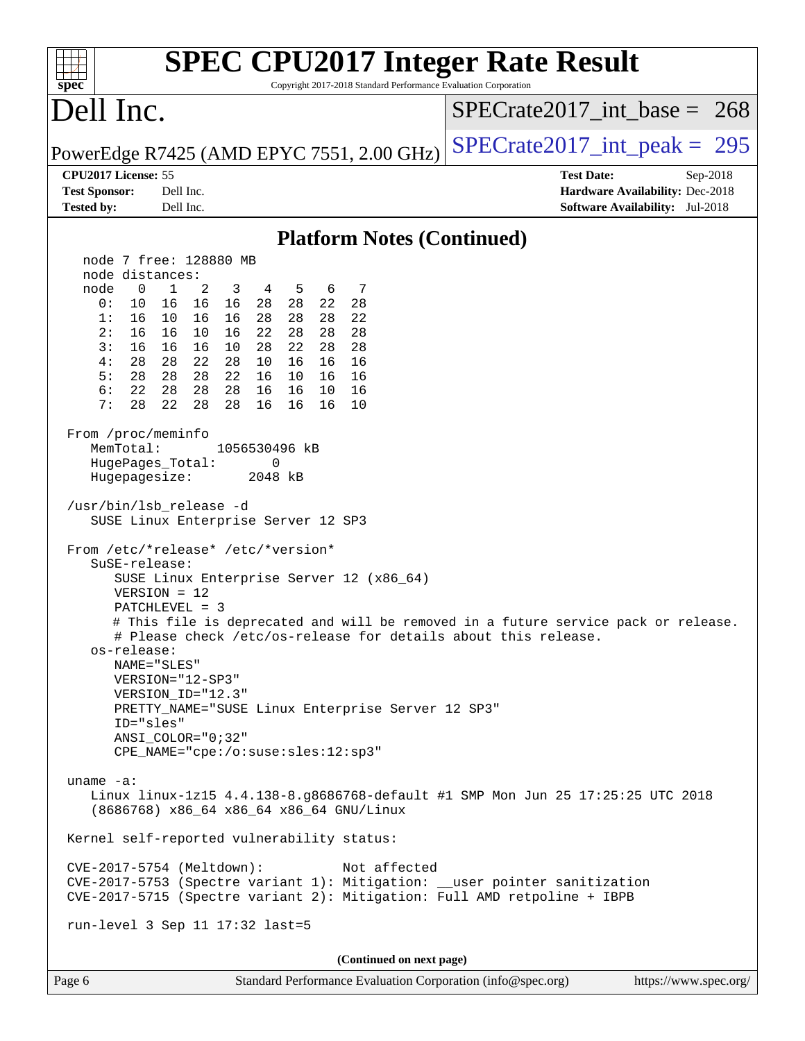## Platform Notes (Continued)

```
   node 7 free: 128880 MB
   node distances:
   node   0   1   2   3   4   5   6   7
     0:  10  16  16  16  28  28  22  28
     1:  16  10  16  16  28  28  28  22
     2:  16  16  10  16  22  28  28  28
     3:  16  16  16  10  28  22  28  28
     4:  28  28  22  28  10  16  16  16
     5:  28  28  28  22  16  10  16  16
     6:  22  28  28  28  16  16  10  16
     7:  28  22  28  28  16  16  16  10

 From /proc/meminfo
    MemTotal:       1056530496 kB
    HugePages_Total:       0
    Hugepagesize:       2048 kB

 /usr/bin/lsb_release -d
    SUSE Linux Enterprise Server 12 SP3

 From /etc/*release* /etc/*version*
    SuSE-release:
       SUSE Linux Enterprise Server 12 (x86_64)
       VERSION = 12
       PATCHLEVEL = 3
       # This file is deprecated and will be removed in a future service pack or release.
       # Please check /etc/os-release for details about this release.
    os-release:
       NAME="SLES"
       VERSION="12-SP3"
       VERSION_ID="12.3"
       PRETTY_NAME="SUSE Linux Enterprise Server 12 SP3"
       ID="sles"
       ANSI_COLOR="0;32"
       CPE_NAME="cpe:/o:suse:sles:12:sp3"

 uname -a:
    Linux linux-1z15 4.4.138-8.g8686768-default #1 SMP Mon Jun 25 17:25:25 UTC 2018
    (8686768) x86_64 x86_64 x86_64 GNU/Linux

 Kernel self-reported vulnerability status:

 CVE-2017-5754 (Meltdown):          Not affected
 CVE-2017-5753 (Spectre variant 1): Mitigation: __user pointer sanitization
 CVE-2017-5715 (Spectre variant 2): Mitigation: Full AMD retpoline + IBPB

 run-level 3 Sep 11 17:32 last=5
```

(Continued on next page)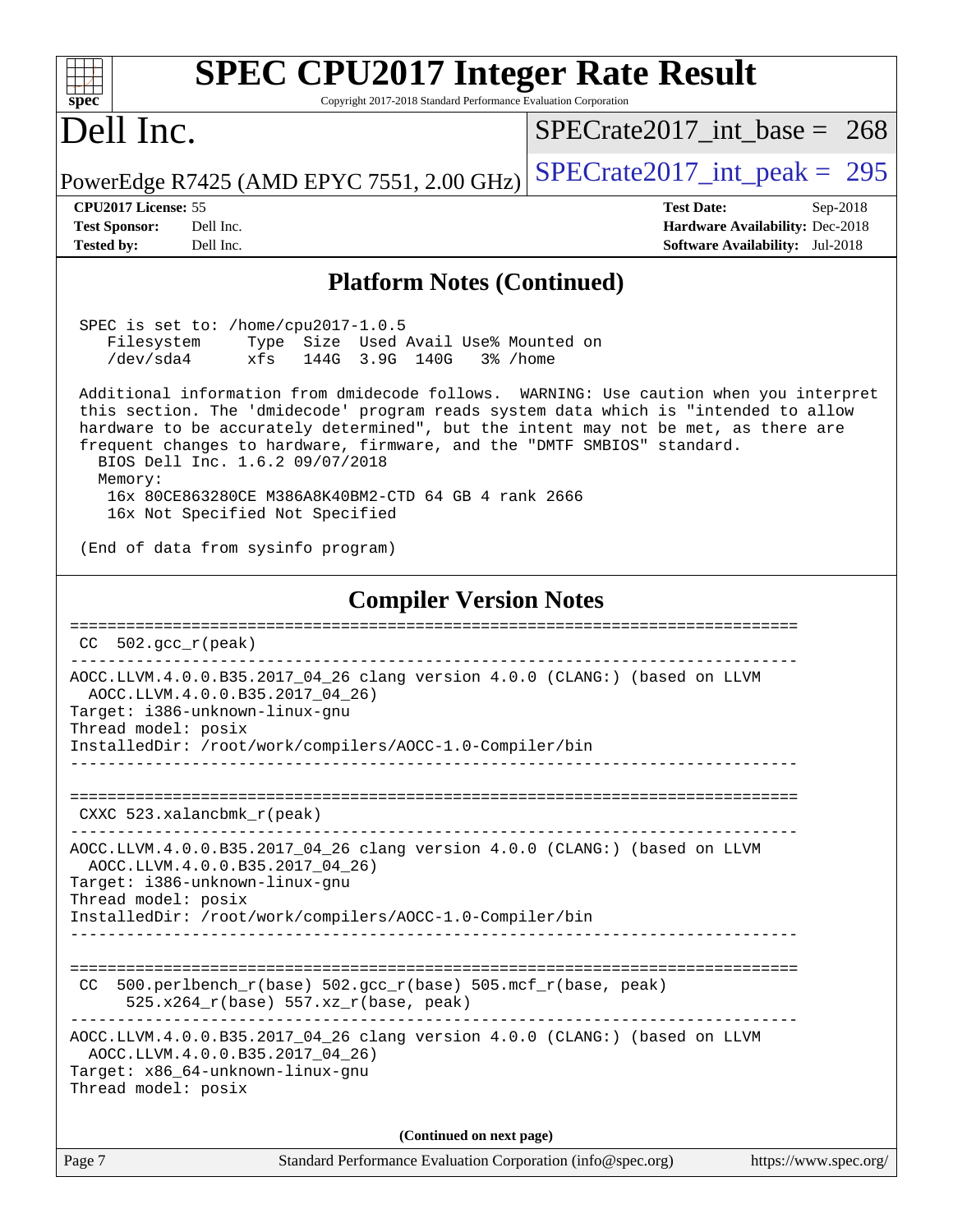# SPEC CPU2017 Integer Rate Result

Copyright 2017-2018 Standard Performance Evaluation Corporation

## Dell Inc.

PowerEdge R7425 (AMD EPYC 7551, 2.00 GHz)

SPECrate2017_int_base = 268

SPECrate2017_int_peak = 295

**CPU2017 License:** 55
**Test Sponsor:** Dell Inc.
**Tested by:** Dell Inc.

**Test Date:** Sep-2018
**Hardware Availability:** Dec-2018
**Software Availability:** Jul-2018

## Platform Notes (Continued)

```
 SPEC is set to: /home/cpu2017-1.0.5
    Filesystem     Type  Size  Used Avail Use% Mounted on
    /dev/sda4      xfs   144G  3.9G  140G   3% /home

 Additional information from dmidecode follows.  WARNING: Use caution when you interpret
 this section. The 'dmidecode' program reads system data which is "intended to allow
 hardware to be accurately determined", but the intent may not be met, as there are
 frequent changes to hardware, firmware, and the "DMTF SMBIOS" standard.
   BIOS Dell Inc. 1.6.2 09/07/2018
   Memory:
    16x 80CE863280CE M386A8K40BM2-CTD 64 GB 4 rank 2666
    16x Not Specified Not Specified

 (End of data from sysinfo program)
```

## Compiler Version Notes

```
==============================================================================
 CC  502.gcc_r(peak)
------------------------------------------------------------------------------
AOCC.LLVM.4.0.0.B35.2017_04_26 clang version 4.0.0 (CLANG:) (based on LLVM
  AOCC.LLVM.4.0.0.B35.2017_04_26)
Target: i386-unknown-linux-gnu
Thread model: posix
InstalledDir: /root/work/compilers/AOCC-1.0-Compiler/bin
------------------------------------------------------------------------------

==============================================================================
 CXXC 523.xalancbmk_r(peak)
------------------------------------------------------------------------------
AOCC.LLVM.4.0.0.B35.2017_04_26 clang version 4.0.0 (CLANG:) (based on LLVM
  AOCC.LLVM.4.0.0.B35.2017_04_26)
Target: i386-unknown-linux-gnu
Thread model: posix
InstalledDir: /root/work/compilers/AOCC-1.0-Compiler/bin
------------------------------------------------------------------------------

==============================================================================
 CC  500.perlbench_r(base) 502.gcc_r(base) 505.mcf_r(base, peak)
      525.x264_r(base) 557.xz_r(base, peak)
------------------------------------------------------------------------------
AOCC.LLVM.4.0.0.B35.2017_04_26 clang version 4.0.0 (CLANG:) (based on LLVM
  AOCC.LLVM.4.0.0.B35.2017_04_26)
Target: x86_64-unknown-linux-gnu
Thread model: posix
```

**(Continued on next page)**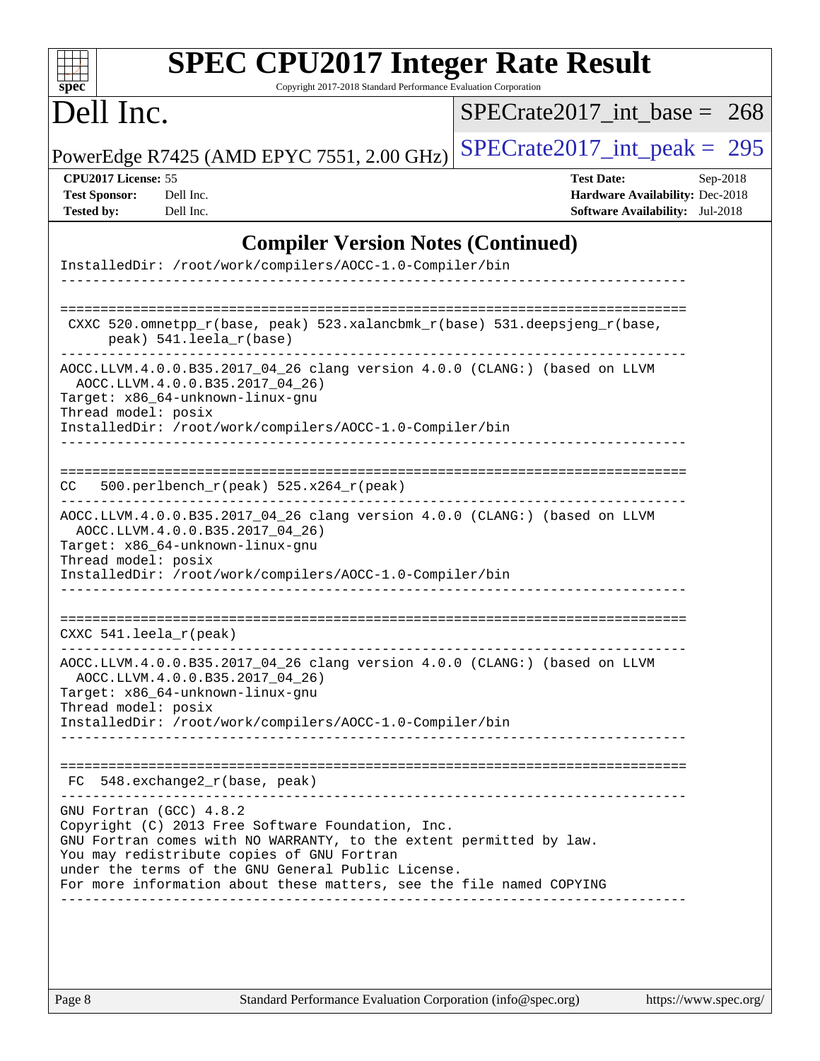## Compiler Version Notes (Continued)

```
InstalledDir: /root/work/compilers/AOCC-1.0-Compiler/bin
------------------------------------------------------------------------------

==============================================================================
 CXXC 520.omnetpp_r(base, peak) 523.xalancbmk_r(base) 531.deepsjeng_r(base,
      peak) 541.leela_r(base)
------------------------------------------------------------------------------
AOCC.LLVM.4.0.0.B35.2017_04_26 clang version 4.0.0 (CLANG:) (based on LLVM
  AOCC.LLVM.4.0.0.B35.2017_04_26)
Target: x86_64-unknown-linux-gnu
Thread model: posix
InstalledDir: /root/work/compilers/AOCC-1.0-Compiler/bin
------------------------------------------------------------------------------

==============================================================================
CC   500.perlbench_r(peak) 525.x264_r(peak)
------------------------------------------------------------------------------
AOCC.LLVM.4.0.0.B35.2017_04_26 clang version 4.0.0 (CLANG:) (based on LLVM
  AOCC.LLVM.4.0.0.B35.2017_04_26)
Target: x86_64-unknown-linux-gnu
Thread model: posix
InstalledDir: /root/work/compilers/AOCC-1.0-Compiler/bin
------------------------------------------------------------------------------

==============================================================================
CXXC 541.leela_r(peak)
------------------------------------------------------------------------------
AOCC.LLVM.4.0.0.B35.2017_04_26 clang version 4.0.0 (CLANG:) (based on LLVM
  AOCC.LLVM.4.0.0.B35.2017_04_26)
Target: x86_64-unknown-linux-gnu
Thread model: posix
InstalledDir: /root/work/compilers/AOCC-1.0-Compiler/bin
------------------------------------------------------------------------------

==============================================================================
 FC  548.exchange2_r(base, peak)
------------------------------------------------------------------------------
GNU Fortran (GCC) 4.8.2
Copyright (C) 2013 Free Software Foundation, Inc.
GNU Fortran comes with NO WARRANTY, to the extent permitted by law.
You may redistribute copies of GNU Fortran
under the terms of the GNU General Public License.
For more information about these matters, see the file named COPYING
------------------------------------------------------------------------------
```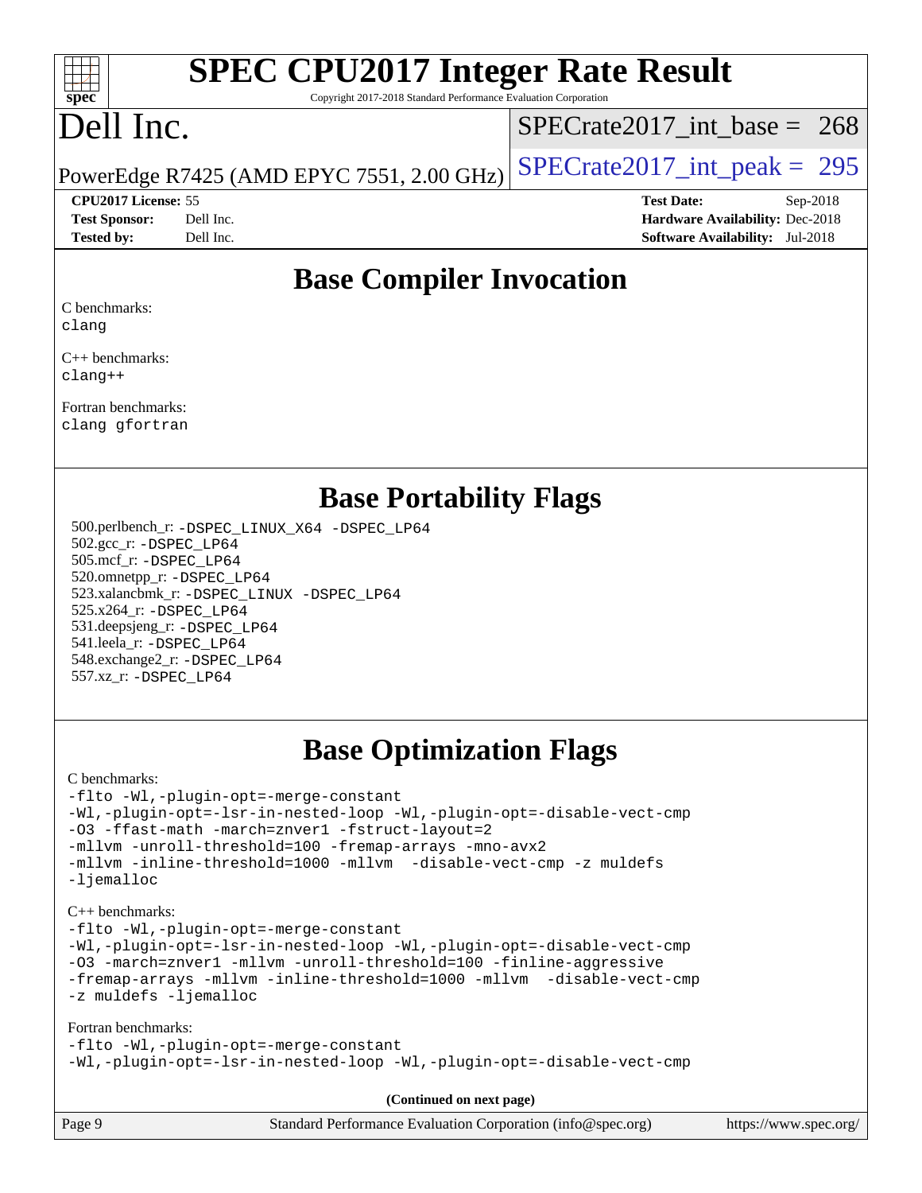# SPEC CPU2017 Integer Rate Result

Copyright 2017-2018 Standard Performance Evaluation Corporation

# Dell Inc.

PowerEdge R7425 (AMD EPYC 7551, 2.00 GHz)

SPECrate2017_int_base = 268

SPECrate2017_int_peak = 295

**CPU2017 License:** 55
**Test Sponsor:** Dell Inc.
**Tested by:** Dell Inc.

**Test Date:** Sep-2018
**Hardware Availability:** Dec-2018
**Software Availability:** Jul-2018

## Base Compiler Invocation

C benchmarks:
clang

C++ benchmarks:
clang++

Fortran benchmarks:
clang gfortran

## Base Portability Flags

500.perlbench_r: -DSPEC_LINUX_X64 -DSPEC_LP64
502.gcc_r: -DSPEC_LP64
505.mcf_r: -DSPEC_LP64
520.omnetpp_r: -DSPEC_LP64
523.xalancbmk_r: -DSPEC_LINUX -DSPEC_LP64
525.x264_r: -DSPEC_LP64
531.deepsjeng_r: -DSPEC_LP64
541.leela_r: -DSPEC_LP64
548.exchange2_r: -DSPEC_LP64
557.xz_r: -DSPEC_LP64

## Base Optimization Flags

C benchmarks:

```
-flto -Wl,-plugin-opt=-merge-constant
-Wl,-plugin-opt=-lsr-in-nested-loop -Wl,-plugin-opt=-disable-vect-cmp
-O3 -ffast-math -march=znver1 -fstruct-layout=2
-mllvm -unroll-threshold=100 -fremap-arrays -mno-avx2
-mllvm -inline-threshold=1000 -mllvm  -disable-vect-cmp -z muldefs
-ljemalloc
```

C++ benchmarks:

```
-flto -Wl,-plugin-opt=-merge-constant
-Wl,-plugin-opt=-lsr-in-nested-loop -Wl,-plugin-opt=-disable-vect-cmp
-O3 -march=znver1 -mllvm -unroll-threshold=100 -finline-aggressive
-fremap-arrays -mllvm -inline-threshold=1000 -mllvm  -disable-vect-cmp
-z muldefs -ljemalloc
```

Fortran benchmarks:

```
-flto -Wl,-plugin-opt=-merge-constant
-Wl,-plugin-opt=-lsr-in-nested-loop -Wl,-plugin-opt=-disable-vect-cmp
```

**(Continued on next page)**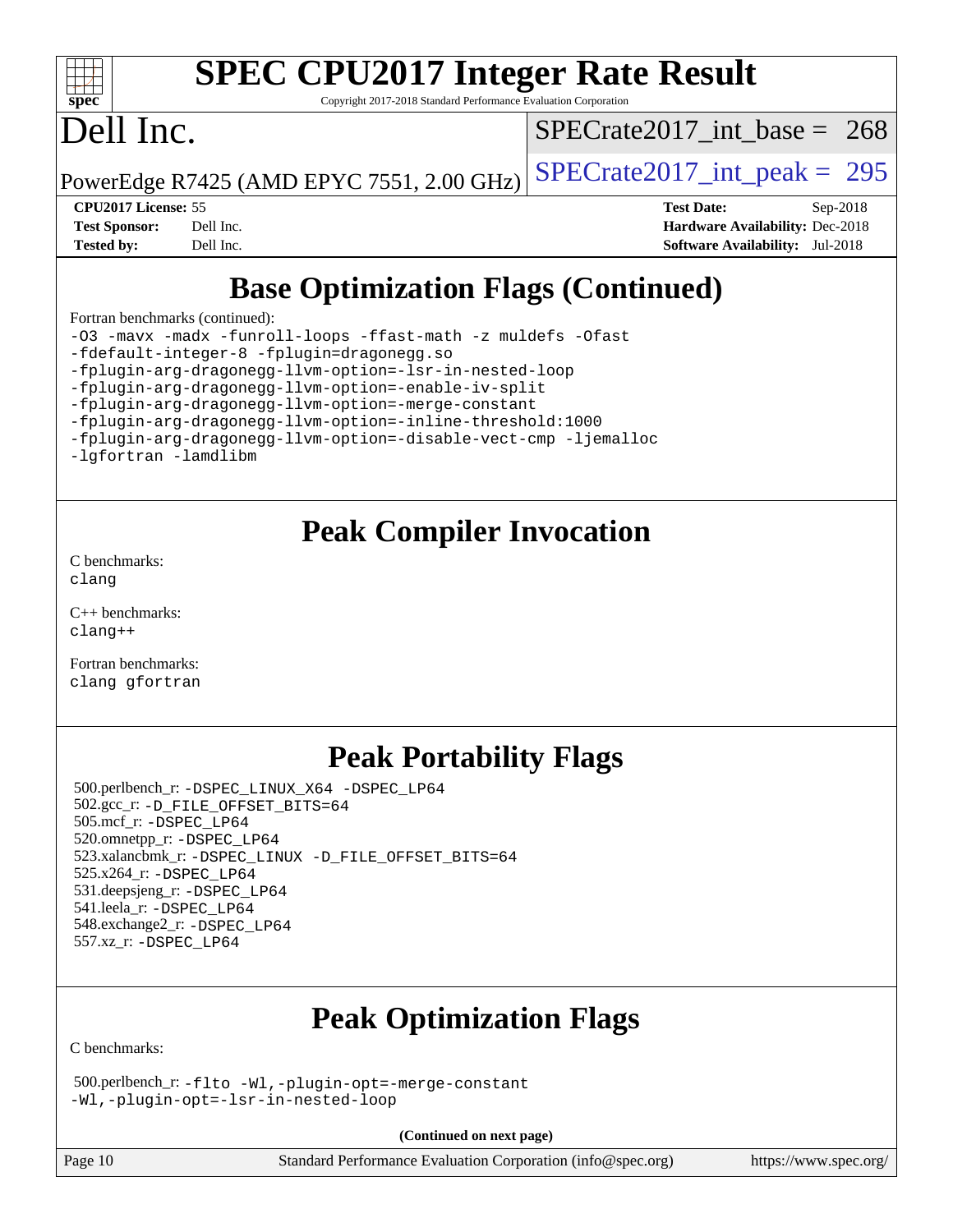## Base Optimization Flags (Continued)

Fortran benchmarks (continued):

```
-O3 -mavx -madx -funroll-loops -ffast-math -z muldefs -Ofast
-fdefault-integer-8 -fplugin=dragonegg.so
-fplugin-arg-dragonegg-llvm-option=-lsr-in-nested-loop
-fplugin-arg-dragonegg-llvm-option=-enable-iv-split
-fplugin-arg-dragonegg-llvm-option=-merge-constant
-fplugin-arg-dragonegg-llvm-option=-inline-threshold:1000
-fplugin-arg-dragonegg-llvm-option=-disable-vect-cmp -ljemalloc
-lgfortran -lamdlibm
```

## Peak Compiler Invocation

C benchmarks:
clang

C++ benchmarks:
clang++

Fortran benchmarks:
clang gfortran

## Peak Portability Flags

500.perlbench_r: -DSPEC_LINUX_X64 -DSPEC_LP64
502.gcc_r: -D_FILE_OFFSET_BITS=64
505.mcf_r: -DSPEC_LP64
520.omnetpp_r: -DSPEC_LP64
523.xalancbmk_r: -DSPEC_LINUX -D_FILE_OFFSET_BITS=64
525.x264_r: -DSPEC_LP64
531.deepsjeng_r: -DSPEC_LP64
541.leela_r: -DSPEC_LP64
548.exchange2_r: -DSPEC_LP64
557.xz_r: -DSPEC_LP64

## Peak Optimization Flags

C benchmarks:

500.perlbench_r: -flto -Wl,-plugin-opt=-merge-constant
-Wl,-plugin-opt=-lsr-in-nested-loop

**(Continued on next page)**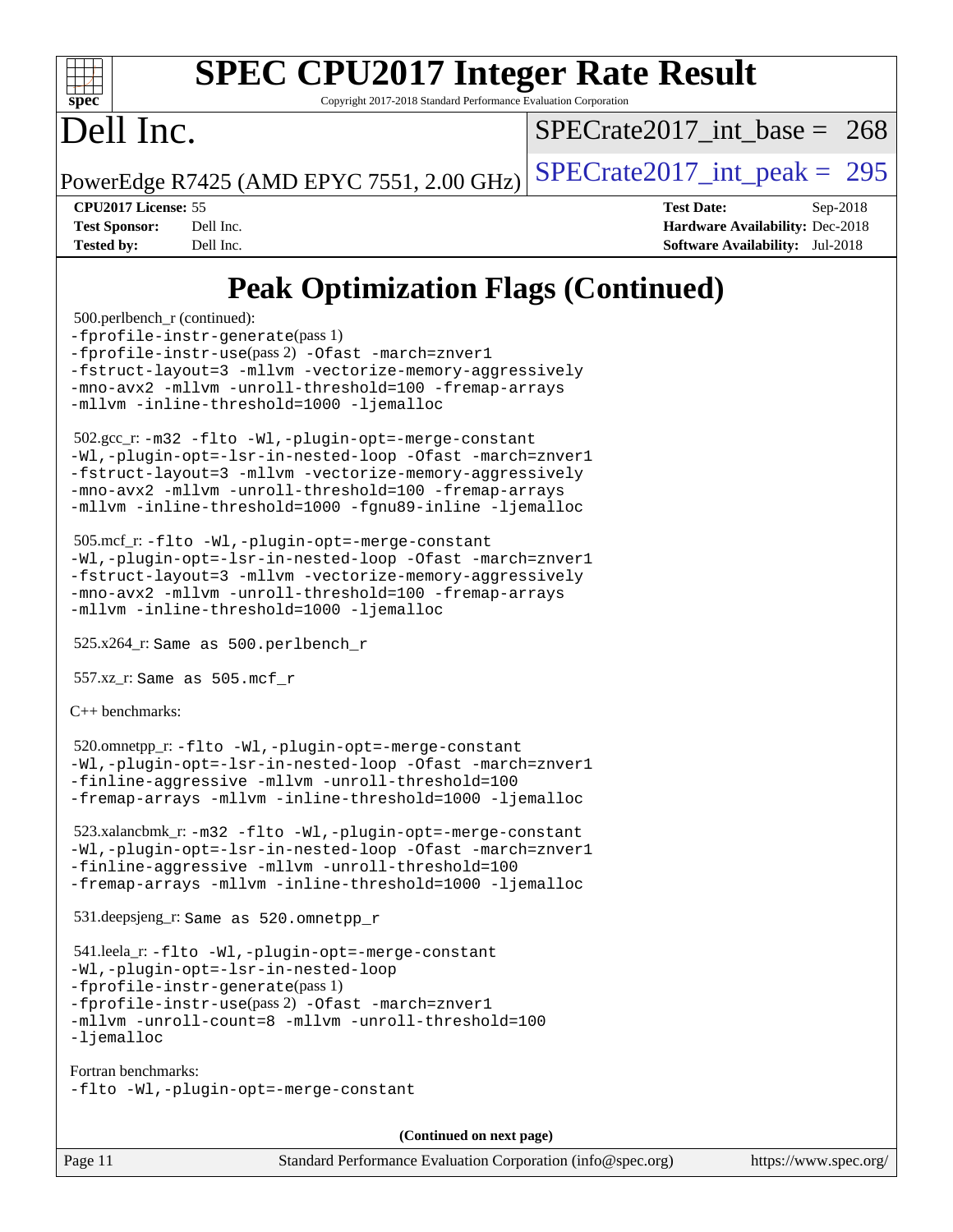# SPEC CPU2017 Integer Rate Result

Copyright 2017-2018 Standard Performance Evaluation Corporation

# Dell Inc.

SPECrate2017_int_base = 268

PowerEdge R7425 (AMD EPYC 7551, 2.00 GHz)

SPECrate2017_int_peak = 295

**CPU2017 License:** 55
**Test Sponsor:** Dell Inc.
**Tested by:** Dell Inc.

**Test Date:** Sep-2018
**Hardware Availability:** Dec-2018
**Software Availability:** Jul-2018

## Peak Optimization Flags (Continued)

500.perlbench_r (continued):
-fprofile-instr-generate(pass 1)
-fprofile-instr-use(pass 2) -Ofast -march=znver1
-fstruct-layout=3 -mllvm -vectorize-memory-aggressively
-mno-avx2 -mllvm -unroll-threshold=100 -fremap-arrays
-mllvm -inline-threshold=1000 -ljemalloc

502.gcc_r: -m32 -flto -Wl,-plugin-opt=-merge-constant
-Wl,-plugin-opt=-lsr-in-nested-loop -Ofast -march=znver1
-fstruct-layout=3 -mllvm -vectorize-memory-aggressively
-mno-avx2 -mllvm -unroll-threshold=100 -fremap-arrays
-mllvm -inline-threshold=1000 -fgnu89-inline -ljemalloc

505.mcf_r: -flto -Wl,-plugin-opt=-merge-constant
-Wl,-plugin-opt=-lsr-in-nested-loop -Ofast -march=znver1
-fstruct-layout=3 -mllvm -vectorize-memory-aggressively
-mno-avx2 -mllvm -unroll-threshold=100 -fremap-arrays
-mllvm -inline-threshold=1000 -ljemalloc

525.x264_r: Same as 500.perlbench_r

557.xz_r: Same as 505.mcf_r

C++ benchmarks:

520.omnetpp_r: -flto -Wl,-plugin-opt=-merge-constant
-Wl,-plugin-opt=-lsr-in-nested-loop -Ofast -march=znver1
-finline-aggressive -mllvm -unroll-threshold=100
-fremap-arrays -mllvm -inline-threshold=1000 -ljemalloc

523.xalancbmk_r: -m32 -flto -Wl,-plugin-opt=-merge-constant
-Wl,-plugin-opt=-lsr-in-nested-loop -Ofast -march=znver1
-finline-aggressive -mllvm -unroll-threshold=100
-fremap-arrays -mllvm -inline-threshold=1000 -ljemalloc

531.deepsjeng_r: Same as 520.omnetpp_r

541.leela_r: -flto -Wl,-plugin-opt=-merge-constant
-Wl,-plugin-opt=-lsr-in-nested-loop
-fprofile-instr-generate(pass 1)
-fprofile-instr-use(pass 2) -Ofast -march=znver1
-mllvm -unroll-count=8 -mllvm -unroll-threshold=100
-ljemalloc

Fortran benchmarks:
-flto -Wl,-plugin-opt=-merge-constant

**(Continued on next page)**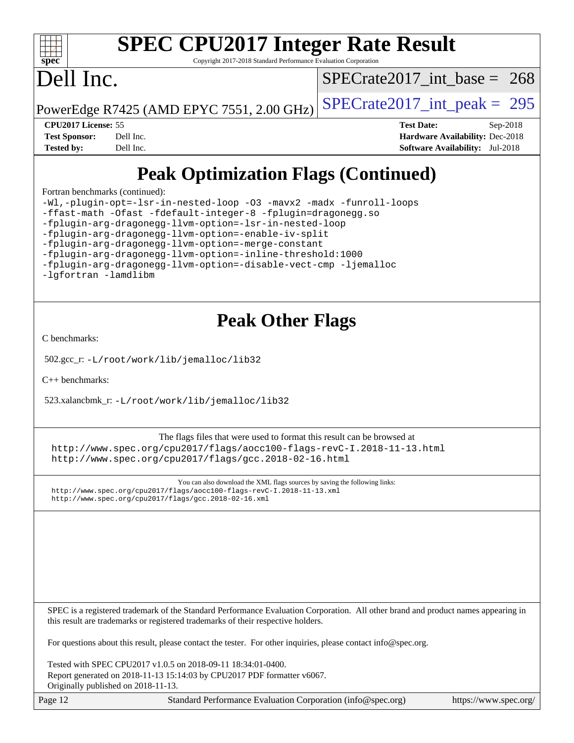# Peak Optimization Flags (Continued)

Fortran benchmarks (continued):

```
-Wl,-plugin-opt=-lsr-in-nested-loop -O3 -mavx2 -madx -funroll-loops
-ffast-math -Ofast -fdefault-integer-8 -fplugin=dragonegg.so
-fplugin-arg-dragonegg-llvm-option=-lsr-in-nested-loop
-fplugin-arg-dragonegg-llvm-option=-enable-iv-split
-fplugin-arg-dragonegg-llvm-option=-merge-constant
-fplugin-arg-dragonegg-llvm-option=-inline-threshold:1000
-fplugin-arg-dragonegg-llvm-option=-disable-vect-cmp -ljemalloc
-lgfortran -lamdlibm
```

# Peak Other Flags

C benchmarks:

502.gcc_r: `-L/root/work/lib/jemalloc/lib32`

C++ benchmarks:

523.xalancbmk_r: `-L/root/work/lib/jemalloc/lib32`

The flags files that were used to format this result can be browsed at
http://www.spec.org/cpu2017/flags/aocc100-flags-revC-I.2018-11-13.html
http://www.spec.org/cpu2017/flags/gcc.2018-02-16.html

You can also download the XML flags sources by saving the following links:
http://www.spec.org/cpu2017/flags/aocc100-flags-revC-I.2018-11-13.xml
http://www.spec.org/cpu2017/flags/gcc.2018-02-16.xml

SPEC is a registered trademark of the Standard Performance Evaluation Corporation. All other brand and product names appearing in this result are trademarks or registered trademarks of their respective holders.

For questions about this result, please contact the tester. For other inquiries, please contact info@spec.org.

Tested with SPEC CPU2017 v1.0.5 on 2018-09-11 18:34:01-0400.
Report generated on 2018-11-13 15:14:03 by CPU2017 PDF formatter v6067.
Originally published on 2018-11-13.